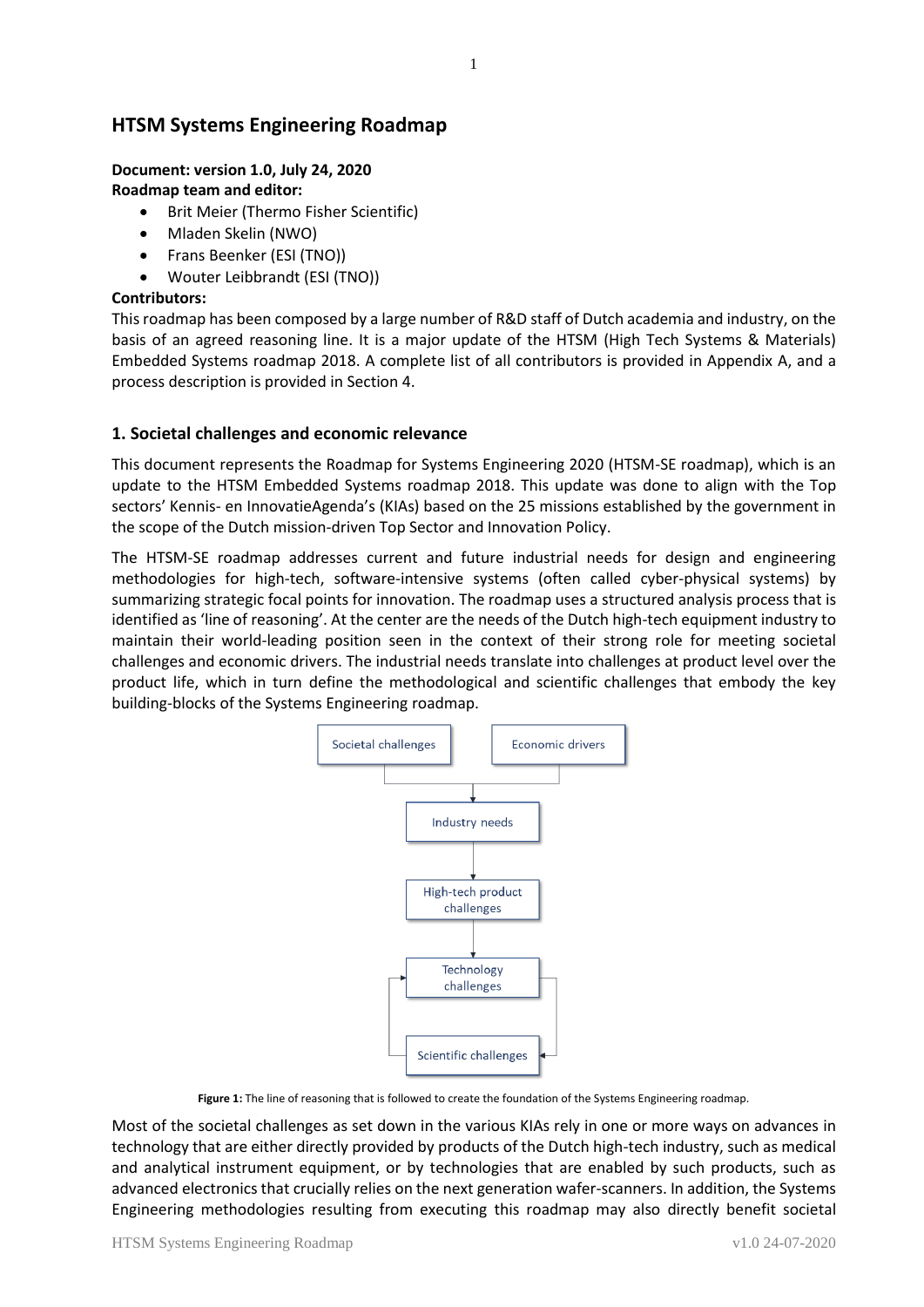# HTSM Systems Engineering Roadmap

**Document: version 1.0, July 24, 2020**
**Roadmap team and editor:**

- Brit Meier (Thermo Fisher Scientific)
- Mladen Skelin (NWO)
- Frans Beenker (ESI (TNO))
- Wouter Leibbrandt (ESI (TNO))

**Contributors:**
This roadmap has been composed by a large number of R&D staff of Dutch academia and industry, on the basis of an agreed reasoning line. It is a major update of the HTSM (High Tech Systems & Materials) Embedded Systems roadmap 2018. A complete list of all contributors is provided in Appendix A, and a process description is provided in Section 4.

## 1. Societal challenges and economic relevance

This document represents the Roadmap for Systems Engineering 2020 (HTSM-SE roadmap), which is an update to the HTSM Embedded Systems roadmap 2018. This update was done to align with the Top sectors' Kennis- en InnovatieAgenda's (KIAs) based on the 25 missions established by the government in the scope of the Dutch mission-driven Top Sector and Innovation Policy.

The HTSM-SE roadmap addresses current and future industrial needs for design and engineering methodologies for high-tech, software-intensive systems (often called cyber-physical systems) by summarizing strategic focal points for innovation. The roadmap uses a structured analysis process that is identified as 'line of reasoning'. At the center are the needs of the Dutch high-tech equipment industry to maintain their world-leading position seen in the context of their strong role for meeting societal challenges and economic drivers. The industrial needs translate into challenges at product level over the product life, which in turn define the methodological and scientific challenges that embody the key building-blocks of the Systems Engineering roadmap.

Societal challenges → Industry needs
Economic drivers → Industry needs
Industry needs → High-tech product challenges
High-tech product challenges → Technology challenges
Technology challenges ⇄ Scientific challenges

**Figure 1:** The line of reasoning that is followed to create the foundation of the Systems Engineering roadmap.

Most of the societal challenges as set down in the various KIAs rely in one or more ways on advances in technology that are either directly provided by products of the Dutch high-tech industry, such as medical and analytical instrument equipment, or by technologies that are enabled by such products, such as advanced electronics that crucially relies on the next generation wafer-scanners. In addition, the Systems Engineering methodologies resulting from executing this roadmap may also directly benefit societal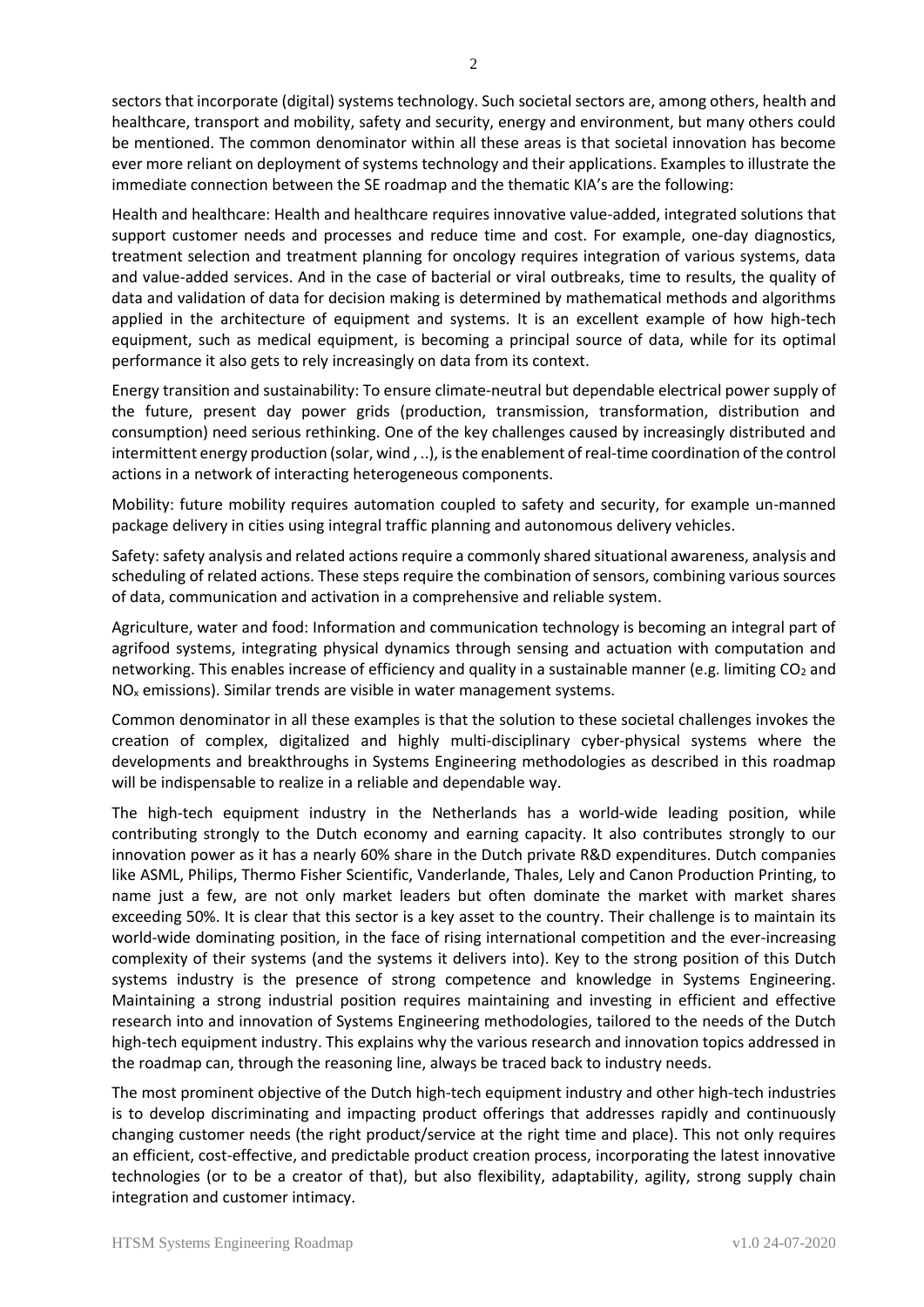sectors that incorporate (digital) systems technology. Such societal sectors are, among others, health and healthcare, transport and mobility, safety and security, energy and environment, but many others could be mentioned. The common denominator within all these areas is that societal innovation has become ever more reliant on deployment of systems technology and their applications. Examples to illustrate the immediate connection between the SE roadmap and the thematic KIA's are the following:

Health and healthcare: Health and healthcare requires innovative value-added, integrated solutions that support customer needs and processes and reduce time and cost. For example, one-day diagnostics, treatment selection and treatment planning for oncology requires integration of various systems, data and value-added services. And in the case of bacterial or viral outbreaks, time to results, the quality of data and validation of data for decision making is determined by mathematical methods and algorithms applied in the architecture of equipment and systems. It is an excellent example of how high-tech equipment, such as medical equipment, is becoming a principal source of data, while for its optimal performance it also gets to rely increasingly on data from its context.

Energy transition and sustainability: To ensure climate-neutral but dependable electrical power supply of the future, present day power grids (production, transmission, transformation, distribution and consumption) need serious rethinking. One of the key challenges caused by increasingly distributed and intermittent energy production (solar, wind , ..), is the enablement of real-time coordination of the control actions in a network of interacting heterogeneous components.

Mobility: future mobility requires automation coupled to safety and security, for example un-manned package delivery in cities using integral traffic planning and autonomous delivery vehicles.

Safety: safety analysis and related actions require a commonly shared situational awareness, analysis and scheduling of related actions. These steps require the combination of sensors, combining various sources of data, communication and activation in a comprehensive and reliable system.

Agriculture, water and food: Information and communication technology is becoming an integral part of agrifood systems, integrating physical dynamics through sensing and actuation with computation and networking. This enables increase of efficiency and quality in a sustainable manner (e.g. limiting $CO_2$ and $NO_x$ emissions). Similar trends are visible in water management systems.

Common denominator in all these examples is that the solution to these societal challenges invokes the creation of complex, digitalized and highly multi-disciplinary cyber-physical systems where the developments and breakthroughs in Systems Engineering methodologies as described in this roadmap will be indispensable to realize in a reliable and dependable way.

The high-tech equipment industry in the Netherlands has a world-wide leading position, while contributing strongly to the Dutch economy and earning capacity. It also contributes strongly to our innovation power as it has a nearly 60% share in the Dutch private R&D expenditures. Dutch companies like ASML, Philips, Thermo Fisher Scientific, Vanderlande, Thales, Lely and Canon Production Printing, to name just a few, are not only market leaders but often dominate the market with market shares exceeding 50%. It is clear that this sector is a key asset to the country. Their challenge is to maintain its world-wide dominating position, in the face of rising international competition and the ever-increasing complexity of their systems (and the systems it delivers into). Key to the strong position of this Dutch systems industry is the presence of strong competence and knowledge in Systems Engineering. Maintaining a strong industrial position requires maintaining and investing in efficient and effective research into and innovation of Systems Engineering methodologies, tailored to the needs of the Dutch high-tech equipment industry. This explains why the various research and innovation topics addressed in the roadmap can, through the reasoning line, always be traced back to industry needs.

The most prominent objective of the Dutch high-tech equipment industry and other high-tech industries is to develop discriminating and impacting product offerings that addresses rapidly and continuously changing customer needs (the right product/service at the right time and place). This not only requires an efficient, cost-effective, and predictable product creation process, incorporating the latest innovative technologies (or to be a creator of that), but also flexibility, adaptability, agility, strong supply chain integration and customer intimacy.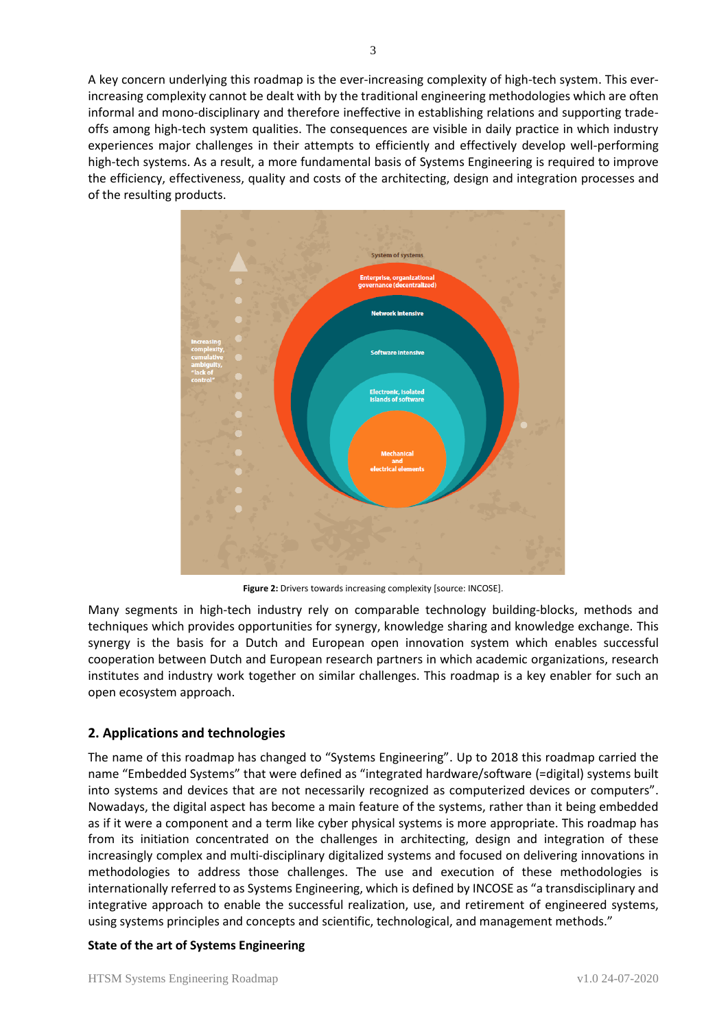A key concern underlying this roadmap is the ever-increasing complexity of high-tech system. This ever-increasing complexity cannot be dealt with by the traditional engineering methodologies which are often informal and mono-disciplinary and therefore ineffective in establishing relations and supporting trade-offs among high-tech system qualities. The consequences are visible in daily practice in which industry experiences major challenges in their attempts to efficiently and effectively develop well-performing high-tech systems. As a result, a more fundamental basis of Systems Engineering is required to improve the efficiency, effectiveness, quality and costs of the architecting, design and integration processes and of the resulting products.

**Figure 2:** Drivers towards increasing complexity [source: INCOSE].

Many segments in high-tech industry rely on comparable technology building-blocks, methods and techniques which provides opportunities for synergy, knowledge sharing and knowledge exchange. This synergy is the basis for a Dutch and European open innovation system which enables successful cooperation between Dutch and European research partners in which academic organizations, research institutes and industry work together on similar challenges. This roadmap is a key enabler for such an open ecosystem approach.

## 2. Applications and technologies

The name of this roadmap has changed to "Systems Engineering". Up to 2018 this roadmap carried the name "Embedded Systems" that were defined as "integrated hardware/software (=digital) systems built into systems and devices that are not necessarily recognized as computerized devices or computers". Nowadays, the digital aspect has become a main feature of the systems, rather than it being embedded as if it were a component and a term like cyber physical systems is more appropriate. This roadmap has from its initiation concentrated on the challenges in architecting, design and integration of these increasingly complex and multi-disciplinary digitalized systems and focused on delivering innovations in methodologies to address those challenges. The use and execution of these methodologies is internationally referred to as Systems Engineering, which is defined by INCOSE as "a transdisciplinary and integrative approach to enable the successful realization, use, and retirement of engineered systems, using systems principles and concepts and scientific, technological, and management methods."

**State of the art of Systems Engineering**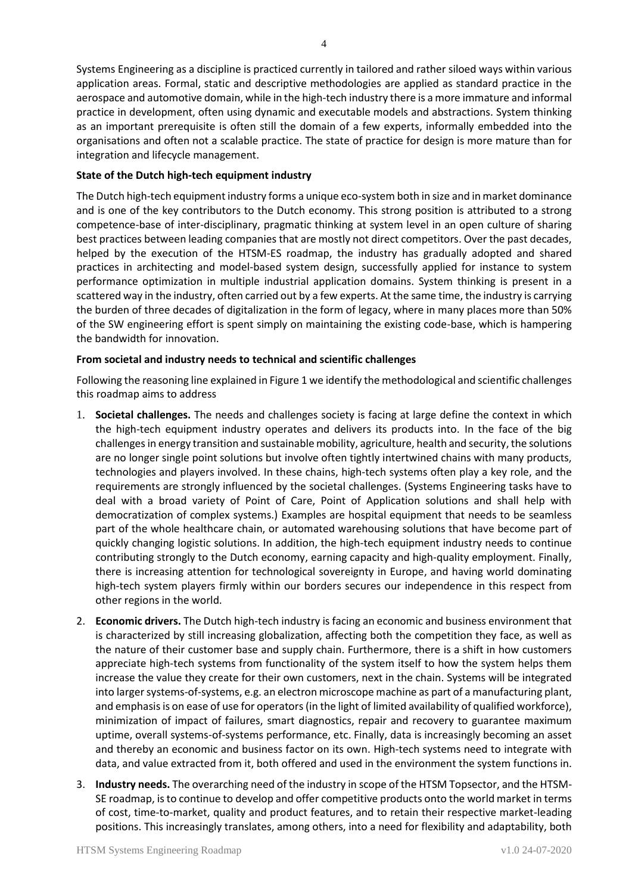Systems Engineering as a discipline is practiced currently in tailored and rather siloed ways within various application areas. Formal, static and descriptive methodologies are applied as standard practice in the aerospace and automotive domain, while in the high-tech industry there is a more immature and informal practice in development, often using dynamic and executable models and abstractions. System thinking as an important prerequisite is often still the domain of a few experts, informally embedded into the organisations and often not a scalable practice. The state of practice for design is more mature than for integration and lifecycle management.

**State of the Dutch high-tech equipment industry**

The Dutch high-tech equipment industry forms a unique eco-system both in size and in market dominance and is one of the key contributors to the Dutch economy. This strong position is attributed to a strong competence-base of inter-disciplinary, pragmatic thinking at system level in an open culture of sharing best practices between leading companies that are mostly not direct competitors. Over the past decades, helped by the execution of the HTSM-ES roadmap, the industry has gradually adopted and shared practices in architecting and model-based system design, successfully applied for instance to system performance optimization in multiple industrial application domains. System thinking is present in a scattered way in the industry, often carried out by a few experts. At the same time, the industry is carrying the burden of three decades of digitalization in the form of legacy, where in many places more than 50% of the SW engineering effort is spent simply on maintaining the existing code-base, which is hampering the bandwidth for innovation.

**From societal and industry needs to technical and scientific challenges**

Following the reasoning line explained in Figure 1 we identify the methodological and scientific challenges this roadmap aims to address

1. **Societal challenges.** The needs and challenges society is facing at large define the context in which the high-tech equipment industry operates and delivers its products into. In the face of the big challenges in energy transition and sustainable mobility, agriculture, health and security, the solutions are no longer single point solutions but involve often tightly intertwined chains with many products, technologies and players involved. In these chains, high-tech systems often play a key role, and the requirements are strongly influenced by the societal challenges. (Systems Engineering tasks have to deal with a broad variety of Point of Care, Point of Application solutions and shall help with democratization of complex systems.) Examples are hospital equipment that needs to be seamless part of the whole healthcare chain, or automated warehousing solutions that have become part of quickly changing logistic solutions. In addition, the high-tech equipment industry needs to continue contributing strongly to the Dutch economy, earning capacity and high-quality employment. Finally, there is increasing attention for technological sovereignty in Europe, and having world dominating high-tech system players firmly within our borders secures our independence in this respect from other regions in the world.
2. **Economic drivers.** The Dutch high-tech industry is facing an economic and business environment that is characterized by still increasing globalization, affecting both the competition they face, as well as the nature of their customer base and supply chain. Furthermore, there is a shift in how customers appreciate high-tech systems from functionality of the system itself to how the system helps them increase the value they create for their own customers, next in the chain. Systems will be integrated into larger systems-of-systems, e.g. an electron microscope machine as part of a manufacturing plant, and emphasis is on ease of use for operators (in the light of limited availability of qualified workforce), minimization of impact of failures, smart diagnostics, repair and recovery to guarantee maximum uptime, overall systems-of-systems performance, etc. Finally, data is increasingly becoming an asset and thereby an economic and business factor on its own. High-tech systems need to integrate with data, and value extracted from it, both offered and used in the environment the system functions in.
3. **Industry needs.** The overarching need of the industry in scope of the HTSM Topsector, and the HTSM-SE roadmap, is to continue to develop and offer competitive products onto the world market in terms of cost, time-to-market, quality and product features, and to retain their respective market-leading positions. This increasingly translates, among others, into a need for flexibility and adaptability, both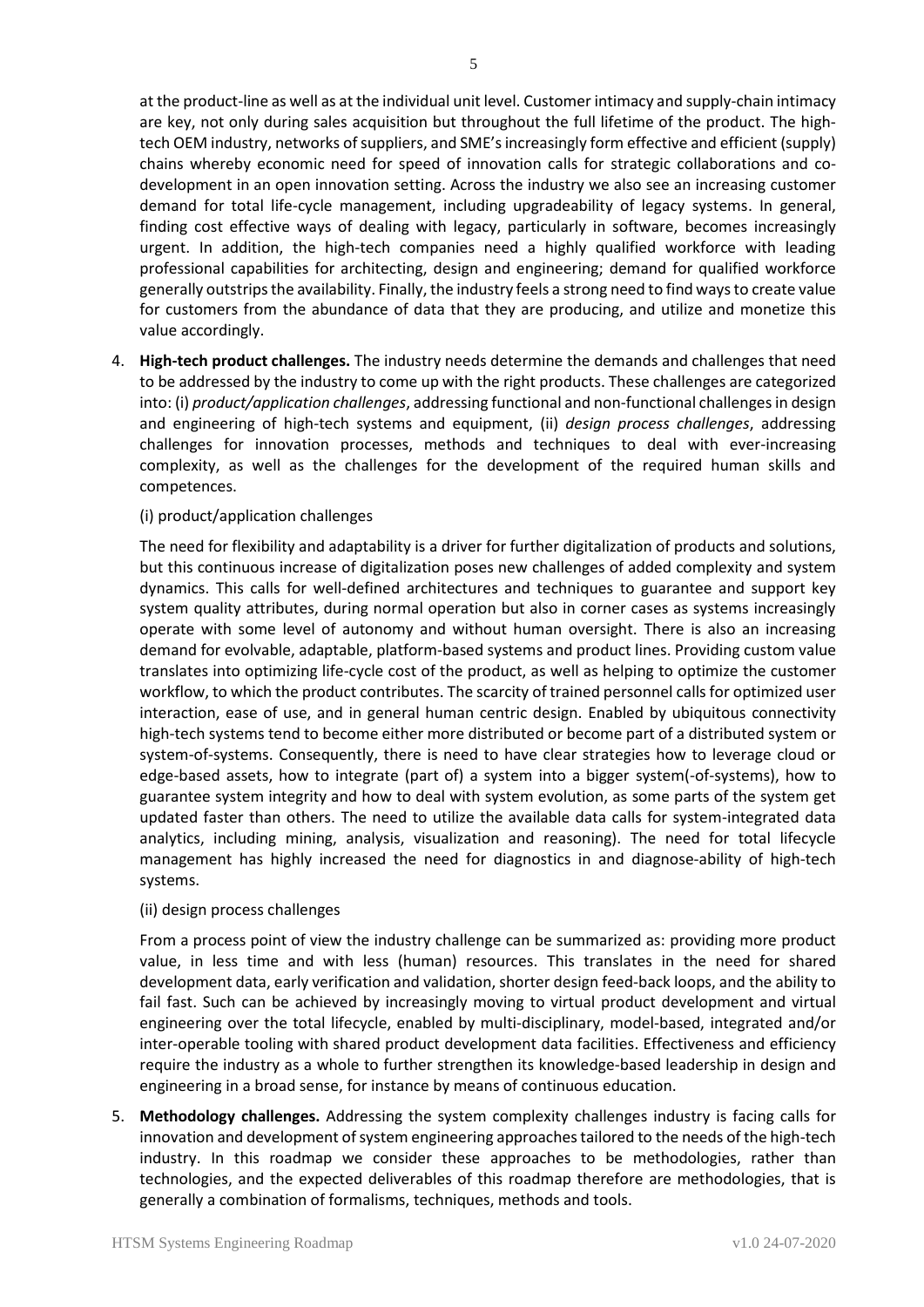at the product-line as well as at the individual unit level. Customer intimacy and supply-chain intimacy are key, not only during sales acquisition but throughout the full lifetime of the product. The high-tech OEM industry, networks of suppliers, and SME's increasingly form effective and efficient (supply) chains whereby economic need for speed of innovation calls for strategic collaborations and co-development in an open innovation setting. Across the industry we also see an increasing customer demand for total life-cycle management, including upgradeability of legacy systems. In general, finding cost effective ways of dealing with legacy, particularly in software, becomes increasingly urgent. In addition, the high-tech companies need a highly qualified workforce with leading professional capabilities for architecting, design and engineering; demand for qualified workforce generally outstrips the availability. Finally, the industry feels a strong need to find ways to create value for customers from the abundance of data that they are producing, and utilize and monetize this value accordingly.

4. **High-tech product challenges.** The industry needs determine the demands and challenges that need to be addressed by the industry to come up with the right products. These challenges are categorized into: (i) *product/application challenges*, addressing functional and non-functional challenges in design and engineering of high-tech systems and equipment, (ii) *design process challenges*, addressing challenges for innovation processes, methods and techniques to deal with ever-increasing complexity, as well as the challenges for the development of the required human skills and competences.

   (i) product/application challenges

   The need for flexibility and adaptability is a driver for further digitalization of products and solutions, but this continuous increase of digitalization poses new challenges of added complexity and system dynamics. This calls for well-defined architectures and techniques to guarantee and support key system quality attributes, during normal operation but also in corner cases as systems increasingly operate with some level of autonomy and without human oversight. There is also an increasing demand for evolvable, adaptable, platform-based systems and product lines. Providing custom value translates into optimizing life-cycle cost of the product, as well as helping to optimize the customer workflow, to which the product contributes. The scarcity of trained personnel calls for optimized user interaction, ease of use, and in general human centric design. Enabled by ubiquitous connectivity high-tech systems tend to become either more distributed or become part of a distributed system or system-of-systems. Consequently, there is need to have clear strategies how to leverage cloud or edge-based assets, how to integrate (part of) a system into a bigger system(-of-systems), how to guarantee system integrity and how to deal with system evolution, as some parts of the system get updated faster than others. The need to utilize the available data calls for system-integrated data analytics, including mining, analysis, visualization and reasoning). The need for total lifecycle management has highly increased the need for diagnostics in and diagnose-ability of high-tech systems.

   (ii) design process challenges

   From a process point of view the industry challenge can be summarized as: providing more product value, in less time and with less (human) resources. This translates in the need for shared development data, early verification and validation, shorter design feed-back loops, and the ability to fail fast. Such can be achieved by increasingly moving to virtual product development and virtual engineering over the total lifecycle, enabled by multi-disciplinary, model-based, integrated and/or inter-operable tooling with shared product development data facilities. Effectiveness and efficiency require the industry as a whole to further strengthen its knowledge-based leadership in design and engineering in a broad sense, for instance by means of continuous education.

5. **Methodology challenges.** Addressing the system complexity challenges industry is facing calls for innovation and development of system engineering approaches tailored to the needs of the high-tech industry. In this roadmap we consider these approaches to be methodologies, rather than technologies, and the expected deliverables of this roadmap therefore are methodologies, that is generally a combination of formalisms, techniques, methods and tools.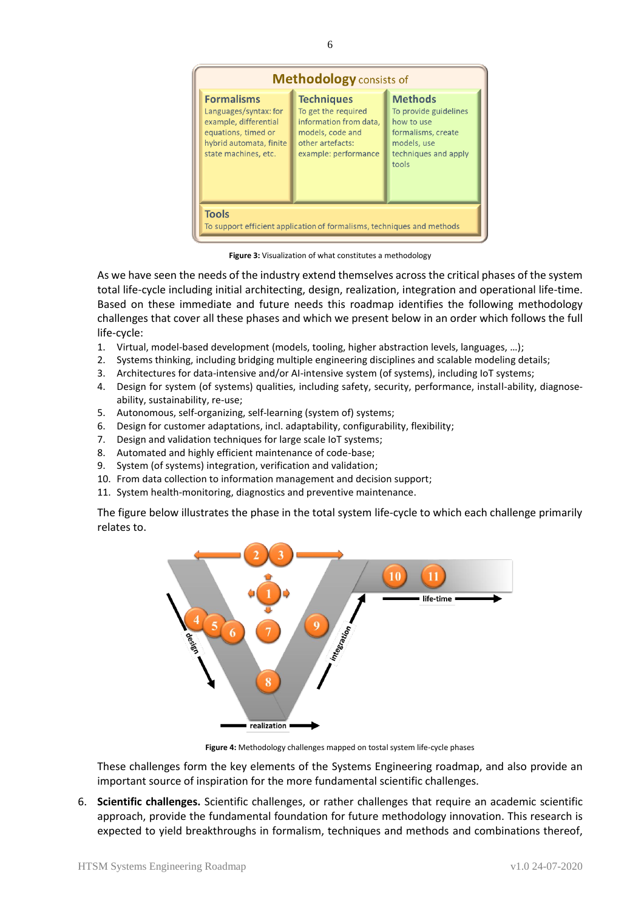Figure 3: Visualization of what constitutes a methodology

As we have seen the needs of the industry extend themselves across the critical phases of the system total life-cycle including initial architecting, design, realization, integration and operational life-time. Based on these immediate and future needs this roadmap identifies the following methodology challenges that cover all these phases and which we present below in an order which follows the full life-cycle:

1. Virtual, model-based development (models, tooling, higher abstraction levels, languages, …);
2. Systems thinking, including bridging multiple engineering disciplines and scalable modeling details;
3. Architectures for data-intensive and/or AI-intensive system (of systems), including IoT systems;
4. Design for system (of systems) qualities, including safety, security, performance, install-ability, diagnose-ability, sustainability, re-use;
5. Autonomous, self-organizing, self-learning (system of) systems;
6. Design for customer adaptations, incl. adaptability, configurability, flexibility;
7. Design and validation techniques for large scale IoT systems;
8. Automated and highly efficient maintenance of code-base;
9. System (of systems) integration, verification and validation;
10. From data collection to information management and decision support;
11. System health-monitoring, diagnostics and preventive maintenance.

The figure below illustrates the phase in the total system life-cycle to which each challenge primarily relates to.

Figure 4: Methodology challenges mapped on tostal system life-cycle phases

These challenges form the key elements of the Systems Engineering roadmap, and also provide an important source of inspiration for the more fundamental scientific challenges.

6. **Scientific challenges.** Scientific challenges, or rather challenges that require an academic scientific approach, provide the fundamental foundation for future methodology innovation. This research is expected to yield breakthroughs in formalism, techniques and methods and combinations thereof,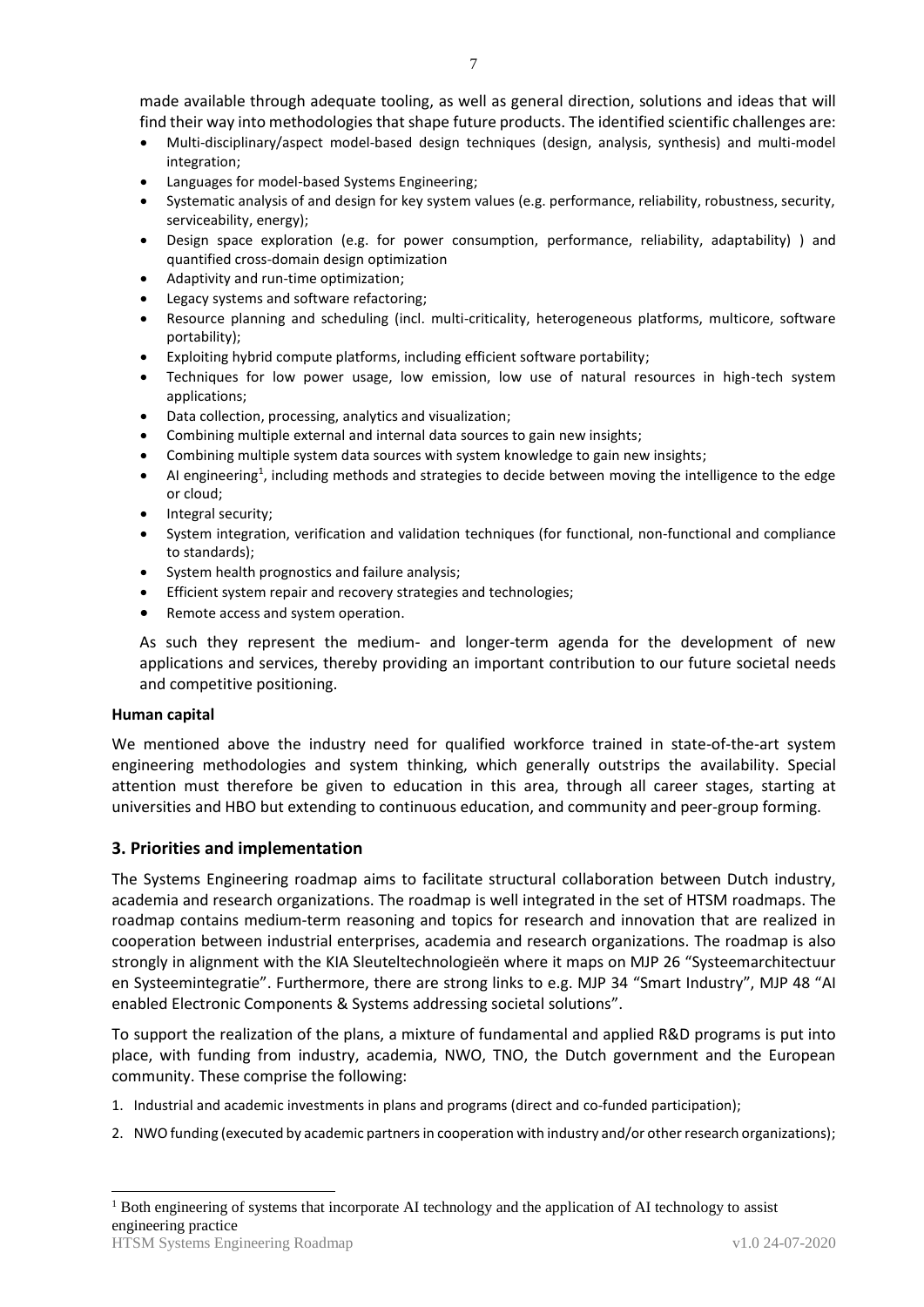made available through adequate tooling, as well as general direction, solutions and ideas that will find their way into methodologies that shape future products. The identified scientific challenges are:

- Multi-disciplinary/aspect model-based design techniques (design, analysis, synthesis) and multi-model integration;
- Languages for model-based Systems Engineering;
- Systematic analysis of and design for key system values (e.g. performance, reliability, robustness, security, serviceability, energy);
- Design space exploration (e.g. for power consumption, performance, reliability, adaptability) ) and quantified cross-domain design optimization
- Adaptivity and run-time optimization;
- Legacy systems and software refactoring;
- Resource planning and scheduling (incl. multi-criticality, heterogeneous platforms, multicore, software portability);
- Exploiting hybrid compute platforms, including efficient software portability;
- Techniques for low power usage, low emission, low use of natural resources in high-tech system applications;
- Data collection, processing, analytics and visualization;
- Combining multiple external and internal data sources to gain new insights;
- Combining multiple system data sources with system knowledge to gain new insights;
- AI engineering[1], including methods and strategies to decide between moving the intelligence to the edge or cloud;
- Integral security;
- System integration, verification and validation techniques (for functional, non-functional and compliance to standards);
- System health prognostics and failure analysis;
- Efficient system repair and recovery strategies and technologies;
- Remote access and system operation.

As such they represent the medium- and longer-term agenda for the development of new applications and services, thereby providing an important contribution to our future societal needs and competitive positioning.

**Human capital**

We mentioned above the industry need for qualified workforce trained in state-of-the-art system engineering methodologies and system thinking, which generally outstrips the availability. Special attention must therefore be given to education in this area, through all career stages, starting at universities and HBO but extending to continuous education, and community and peer-group forming.

## 3. Priorities and implementation

The Systems Engineering roadmap aims to facilitate structural collaboration between Dutch industry, academia and research organizations. The roadmap is well integrated in the set of HTSM roadmaps. The roadmap contains medium-term reasoning and topics for research and innovation that are realized in cooperation between industrial enterprises, academia and research organizations. The roadmap is also strongly in alignment with the KIA Sleuteltechnologieën where it maps on MJP 26 "Systeemarchitectuur en Systeemintegratie". Furthermore, there are strong links to e.g. MJP 34 "Smart Industry", MJP 48 "AI enabled Electronic Components & Systems addressing societal solutions".

To support the realization of the plans, a mixture of fundamental and applied R&D programs is put into place, with funding from industry, academia, NWO, TNO, the Dutch government and the European community. These comprise the following:

1. Industrial and academic investments in plans and programs (direct and co-funded participation);
2. NWO funding (executed by academic partners in cooperation with industry and/or other research organizations);

[1] Both engineering of systems that incorporate AI technology and the application of AI technology to assist engineering practice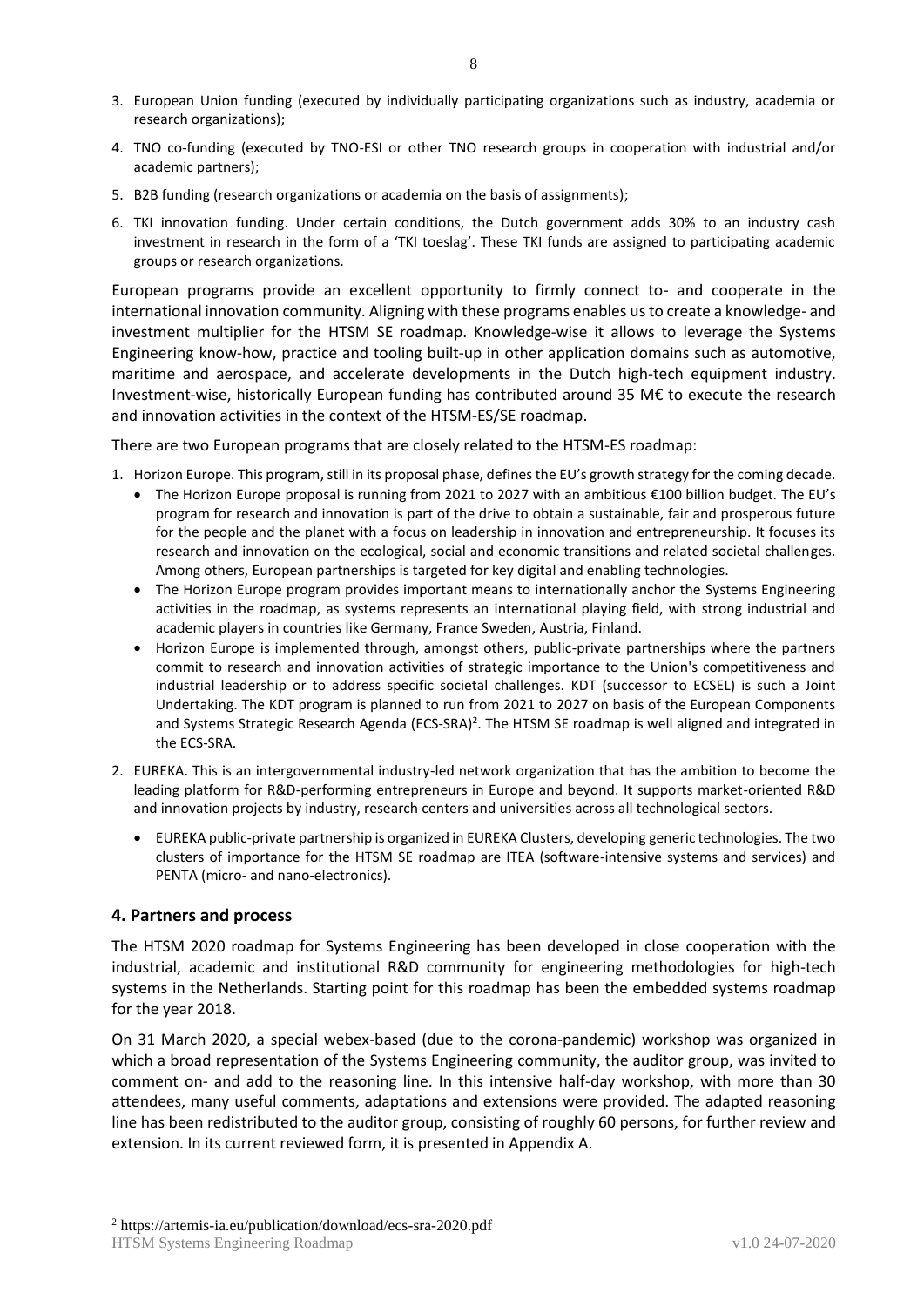3. European Union funding (executed by individually participating organizations such as industry, academia or research organizations);
4. TNO co-funding (executed by TNO-ESI or other TNO research groups in cooperation with industrial and/or academic partners);
5. B2B funding (research organizations or academia on the basis of assignments);
6. TKI innovation funding. Under certain conditions, the Dutch government adds 30% to an industry cash investment in research in the form of a 'TKI toeslag'. These TKI funds are assigned to participating academic groups or research organizations.

European programs provide an excellent opportunity to firmly connect to- and cooperate in the international innovation community. Aligning with these programs enables us to create a knowledge- and investment multiplier for the HTSM SE roadmap. Knowledge-wise it allows to leverage the Systems Engineering know-how, practice and tooling built-up in other application domains such as automotive, maritime and aerospace, and accelerate developments in the Dutch high-tech equipment industry. Investment-wise, historically European funding has contributed around 35 M€ to execute the research and innovation activities in the context of the HTSM-ES/SE roadmap.

There are two European programs that are closely related to the HTSM-ES roadmap:

1. Horizon Europe. This program, still in its proposal phase, defines the EU's growth strategy for the coming decade.
   - The Horizon Europe proposal is running from 2021 to 2027 with an ambitious €100 billion budget. The EU's program for research and innovation is part of the drive to obtain a sustainable, fair and prosperous future for the people and the planet with a focus on leadership in innovation and entrepreneurship. It focuses its research and innovation on the ecological, social and economic transitions and related societal challenges. Among others, European partnerships is targeted for key digital and enabling technologies.
   - The Horizon Europe program provides important means to internationally anchor the Systems Engineering activities in the roadmap, as systems represents an international playing field, with strong industrial and academic players in countries like Germany, France Sweden, Austria, Finland.
   - Horizon Europe is implemented through, amongst others, public-private partnerships where the partners commit to research and innovation activities of strategic importance to the Union's competitiveness and industrial leadership or to address specific societal challenges. KDT (successor to ECSEL) is such a Joint Undertaking. The KDT program is planned to run from 2021 to 2027 on basis of the European Components and Systems Strategic Research Agenda (ECS-SRA)[2]. The HTSM SE roadmap is well aligned and integrated in the ECS-SRA.
2. EUREKA. This is an intergovernmental industry-led network organization that has the ambition to become the leading platform for R&D-performing entrepreneurs in Europe and beyond. It supports market-oriented R&D and innovation projects by industry, research centers and universities across all technological sectors.
   - EUREKA public-private partnership is organized in EUREKA Clusters, developing generic technologies. The two clusters of importance for the HTSM SE roadmap are ITEA (software-intensive systems and services) and PENTA (micro- and nano-electronics).

## 4. Partners and process

The HTSM 2020 roadmap for Systems Engineering has been developed in close cooperation with the industrial, academic and institutional R&D community for engineering methodologies for high-tech systems in the Netherlands. Starting point for this roadmap has been the embedded systems roadmap for the year 2018.

On 31 March 2020, a special webex-based (due to the corona-pandemic) workshop was organized in which a broad representation of the Systems Engineering community, the auditor group, was invited to comment on- and add to the reasoning line. In this intensive half-day workshop, with more than 30 attendees, many useful comments, adaptations and extensions were provided. The adapted reasoning line has been redistributed to the auditor group, consisting of roughly 60 persons, for further review and extension. In its current reviewed form, it is presented in Appendix A.

[2] https://artemis-ia.eu/publication/download/ecs-sra-2020.pdf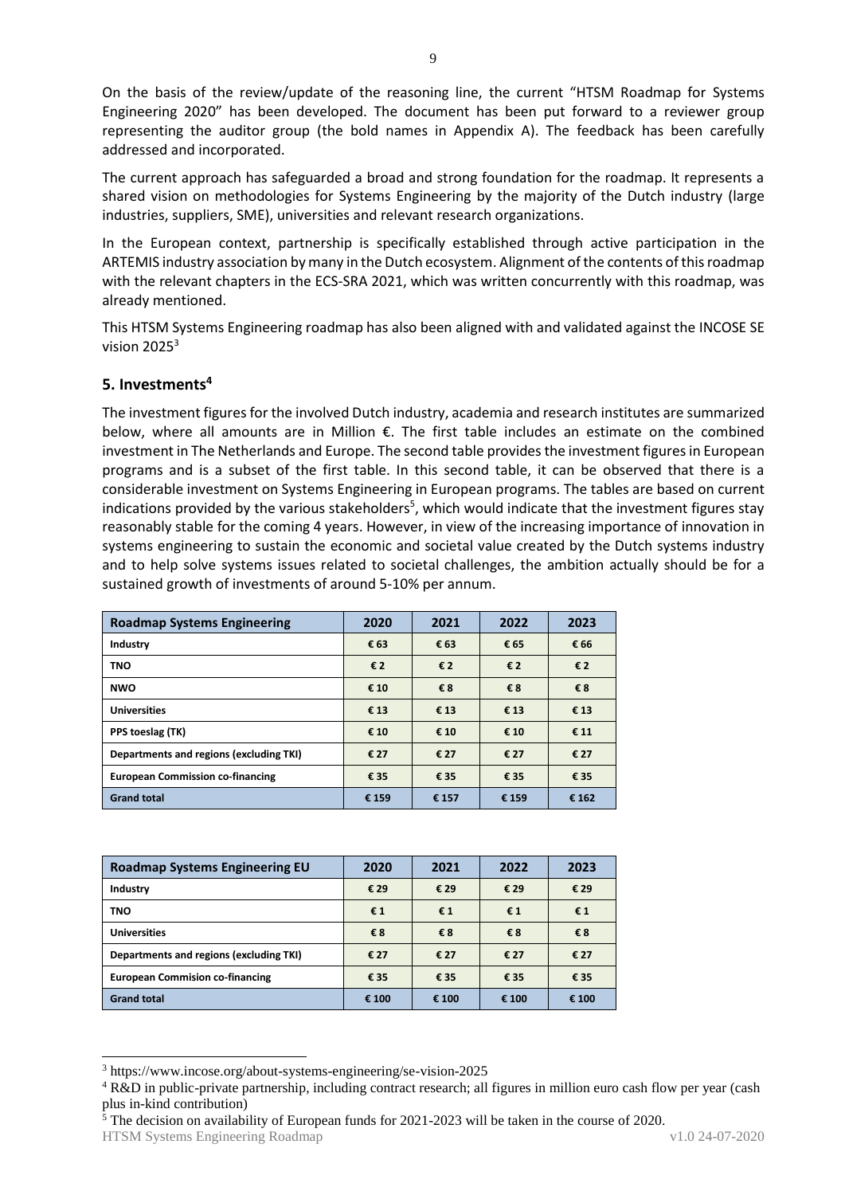On the basis of the review/update of the reasoning line, the current "HTSM Roadmap for Systems Engineering 2020" has been developed. The document has been put forward to a reviewer group representing the auditor group (the bold names in Appendix A). The feedback has been carefully addressed and incorporated.

The current approach has safeguarded a broad and strong foundation for the roadmap. It represents a shared vision on methodologies for Systems Engineering by the majority of the Dutch industry (large industries, suppliers, SME), universities and relevant research organizations.

In the European context, partnership is specifically established through active participation in the ARTEMIS industry association by many in the Dutch ecosystem. Alignment of the contents of this roadmap with the relevant chapters in the ECS-SRA 2021, which was written concurrently with this roadmap, was already mentioned.

This HTSM Systems Engineering roadmap has also been aligned with and validated against the INCOSE SE vision 2025[3]

## 5. Investments[4]

The investment figures for the involved Dutch industry, academia and research institutes are summarized below, where all amounts are in Million €. The first table includes an estimate on the combined investment in The Netherlands and Europe. The second table provides the investment figures in European programs and is a subset of the first table. In this second table, it can be observed that there is a considerable investment on Systems Engineering in European programs. The tables are based on current indications provided by the various stakeholders[5], which would indicate that the investment figures stay reasonably stable for the coming 4 years. However, in view of the increasing importance of innovation in systems engineering to sustain the economic and societal value created by the Dutch systems industry and to help solve systems issues related to societal challenges, the ambition actually should be for a sustained growth of investments of around 5-10% per annum.

| Roadmap Systems Engineering | 2020 | 2021 | 2022 | 2023 |
|---|---|---|---|---|
| **Industry** | **€ 63** | **€ 63** | **€ 65** | **€ 66** |
| **TNO** | **€ 2** | **€ 2** | **€ 2** | **€ 2** |
| **NWO** | **€ 10** | **€ 8** | **€ 8** | **€ 8** |
| **Universities** | **€ 13** | **€ 13** | **€ 13** | **€ 13** |
| **PPS toeslag (TK)** | **€ 10** | **€ 10** | **€ 10** | **€ 11** |
| **Departments and regions (excluding TKI)** | **€ 27** | **€ 27** | **€ 27** | **€ 27** |
| **European Commission co-financing** | **€ 35** | **€ 35** | **€ 35** | **€ 35** |
| **Grand total** | **€ 159** | **€ 157** | **€ 159** | **€ 162** |

| Roadmap Systems Engineering EU | 2020 | 2021 | 2022 | 2023 |
|---|---|---|---|---|
| **Industry** | **€ 29** | **€ 29** | **€ 29** | **€ 29** |
| **TNO** | **€ 1** | **€ 1** | **€ 1** | **€ 1** |
| **Universities** | **€ 8** | **€ 8** | **€ 8** | **€ 8** |
| **Departments and regions (excluding TKI)** | **€ 27** | **€ 27** | **€ 27** | **€ 27** |
| **European Commision co-financing** | **€ 35** | **€ 35** | **€ 35** | **€ 35** |
| **Grand total** | **€ 100** | **€ 100** | **€ 100** | **€ 100** |

[3] https://www.incose.org/about-systems-engineering/se-vision-2025

[4] R&D in public-private partnership, including contract research; all figures in million euro cash flow per year (cash plus in-kind contribution)

[5] The decision on availability of European funds for 2021-2023 will be taken in the course of 2020.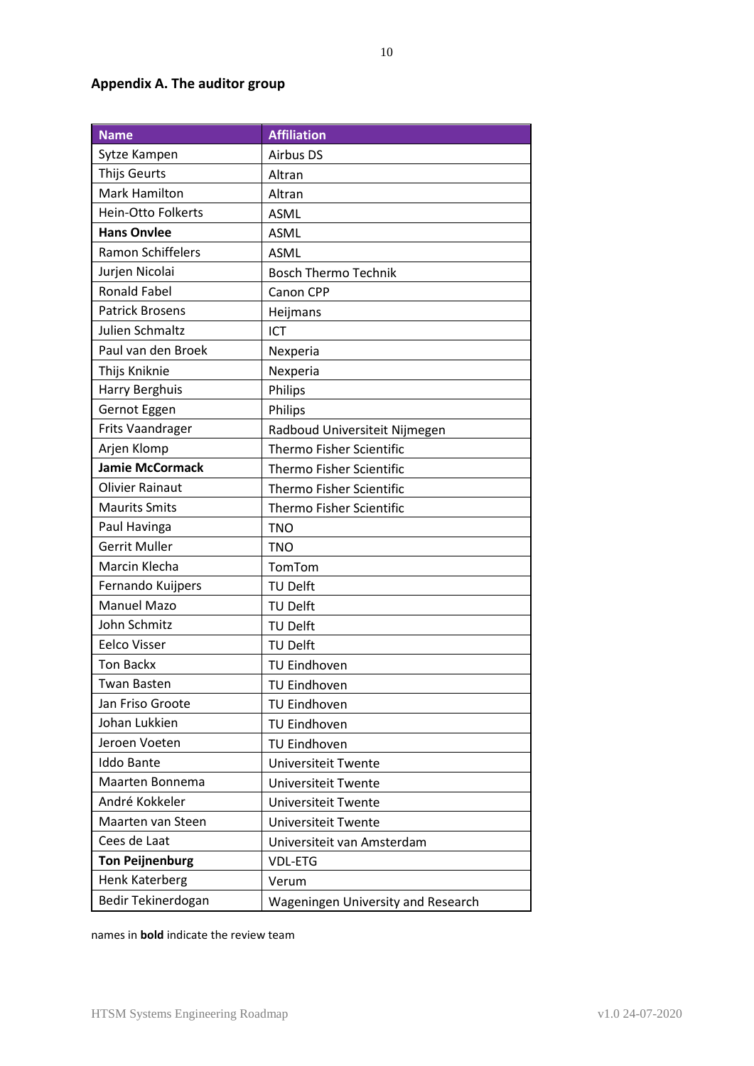## Appendix A. The auditor group

| Name | Affiliation |
|---|---|
| Sytze Kampen | Airbus DS |
| Thijs Geurts | Altran |
| Mark Hamilton | Altran |
| Hein-Otto Folkerts | ASML |
| **Hans Onvlee** | ASML |
| Ramon Schiffelers | ASML |
| Jurjen Nicolai | Bosch Thermo Technik |
| Ronald Fabel | Canon CPP |
| Patrick Brosens | Heijmans |
| Julien Schmaltz | ICT |
| Paul van den Broek | Nexperia |
| Thijs Kniknie | Nexperia |
| Harry Berghuis | Philips |
| Gernot Eggen | Philips |
| Frits Vaandrager | Radboud Universiteit Nijmegen |
| Arjen Klomp | Thermo Fisher Scientific |
| **Jamie McCormack** | Thermo Fisher Scientific |
| Olivier Rainaut | Thermo Fisher Scientific |
| Maurits Smits | Thermo Fisher Scientific |
| Paul Havinga | TNO |
| Gerrit Muller | TNO |
| Marcin Klecha | TomTom |
| Fernando Kuijpers | TU Delft |
| Manuel Mazo | TU Delft |
| John Schmitz | TU Delft |
| Eelco Visser | TU Delft |
| Ton Backx | TU Eindhoven |
| Twan Basten | TU Eindhoven |
| Jan Friso Groote | TU Eindhoven |
| Johan Lukkien | TU Eindhoven |
| Jeroen Voeten | TU Eindhoven |
| Iddo Bante | Universiteit Twente |
| Maarten Bonnema | Universiteit Twente |
| André Kokkeler | Universiteit Twente |
| Maarten van Steen | Universiteit Twente |
| Cees de Laat | Universiteit van Amsterdam |
| **Ton Peijnenburg** | VDL-ETG |
| Henk Katerberg | Verum |
| Bedir Tekinerdogan | Wageningen University and Research |

names in **bold** indicate the review team